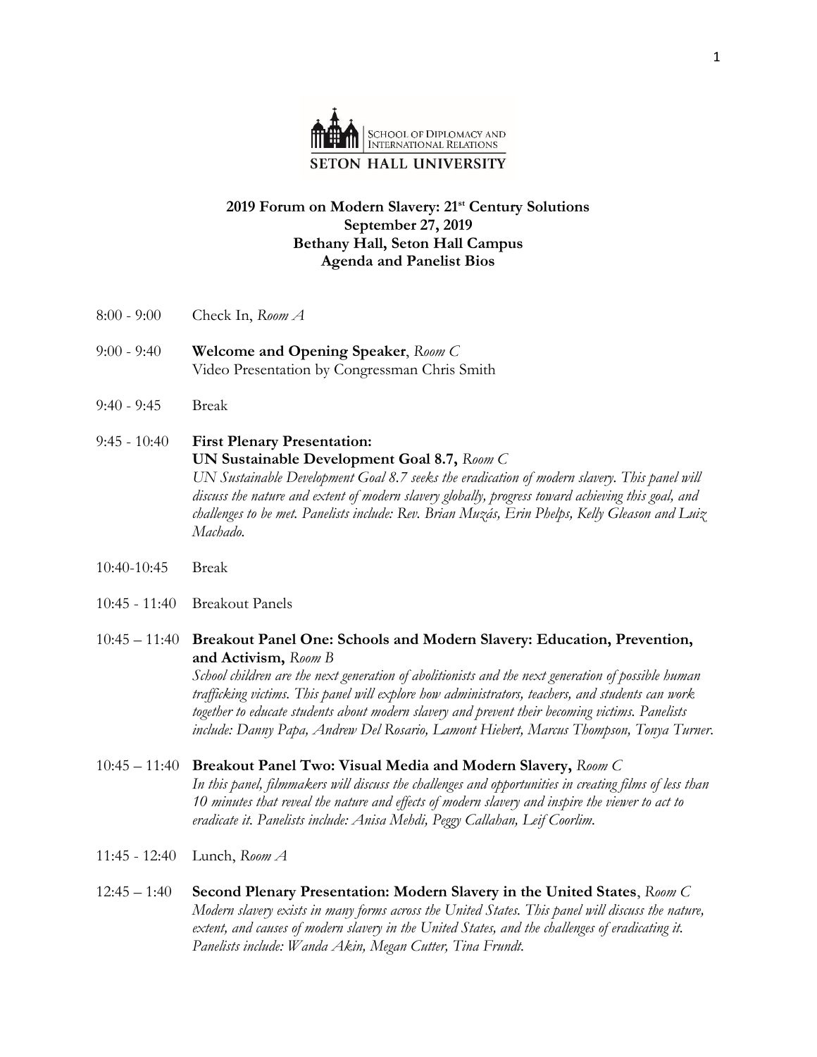SCHOOL OF DIPLOMACY AND INTERNATIONAL RELATIONS

SETON HALL UNIVERSITY

**2019 Forum on Modern Slavery: 21st Century Solutions**
**September 27, 2019**
**Bethany Hall, Seton Hall Campus**
**Agenda and Panelist Bios**

8:00 - 9:00 Check In, *Room A*

9:00 - 9:40 **Welcome and Opening Speaker**, *Room C*
Video Presentation by Congressman Chris Smith

9:40 - 9:45 Break

9:45 - 10:40 **First Plenary Presentation:**
**UN Sustainable Development Goal 8.7,** *Room C*
*UN Sustainable Development Goal 8.7 seeks the eradication of modern slavery. This panel will discuss the nature and extent of modern slavery globally, progress toward achieving this goal, and challenges to be met. Panelists include: Rev. Brian Muzás, Erin Phelps, Kelly Gleason and Luiz Machado.*

10:40-10:45 Break

10:45 - 11:40 Breakout Panels

10:45 – 11:40 **Breakout Panel One: Schools and Modern Slavery: Education, Prevention, and Activism,** *Room B*
*School children are the next generation of abolitionists and the next generation of possible human trafficking victims. This panel will explore how administrators, teachers, and students can work together to educate students about modern slavery and prevent their becoming victims. Panelists include: Danny Papa, Andrew Del Rosario, Lamont Hiebert, Marcus Thompson, Tonya Turner.*

10:45 – 11:40 **Breakout Panel Two: Visual Media and Modern Slavery,** *Room C*
*In this panel, filmmakers will discuss the challenges and opportunities in creating films of less than 10 minutes that reveal the nature and effects of modern slavery and inspire the viewer to act to eradicate it. Panelists include: Anisa Mehdi, Peggy Callahan, Leif Coorlim.*

11:45 - 12:40 Lunch, *Room A*

12:45 – 1:40 **Second Plenary Presentation: Modern Slavery in the United States**, *Room C*
*Modern slavery exists in many forms across the United States. This panel will discuss the nature, extent, and causes of modern slavery in the United States, and the challenges of eradicating it. Panelists include: Wanda Akin, Megan Cutter, Tina Frundt.*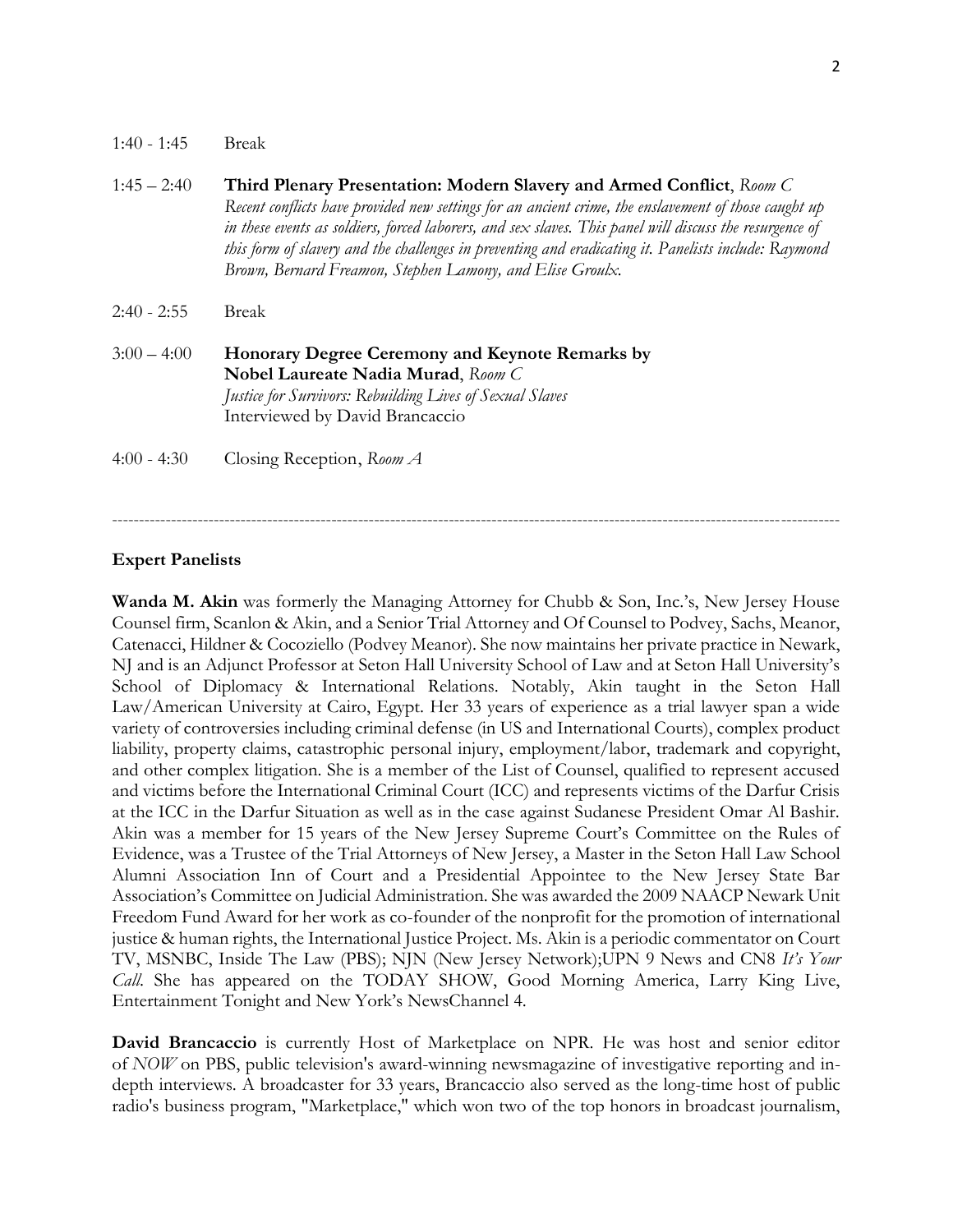1:40 - 1:45 Break

1:45 – 2:40 **Third Plenary Presentation: Modern Slavery and Armed Conflict**, *Room C*
*Recent conflicts have provided new settings for an ancient crime, the enslavement of those caught up in these events as soldiers, forced laborers, and sex slaves. This panel will discuss the resurgence of this form of slavery and the challenges in preventing and eradicating it. Panelists include: Raymond Brown, Bernard Freamon, Stephen Lamony, and Elise Groulx.*

2:40 - 2:55 Break

3:00 – 4:00 **Honorary Degree Ceremony and Keynote Remarks by Nobel Laureate Nadia Murad**, *Room C*
*Justice for Survivors: Rebuilding Lives of Sexual Slaves*
Interviewed by David Brancaccio

4:00 - 4:30 Closing Reception, *Room A*

---

## Expert Panelists

**Wanda M. Akin** was formerly the Managing Attorney for Chubb & Son, Inc.'s, New Jersey House Counsel firm, Scanlon & Akin, and a Senior Trial Attorney and Of Counsel to Podvey, Sachs, Meanor, Catenacci, Hildner & Cocoziello (Podvey Meanor). She now maintains her private practice in Newark, NJ and is an Adjunct Professor at Seton Hall University School of Law and at Seton Hall University's School of Diplomacy & International Relations. Notably, Akin taught in the Seton Hall Law/American University at Cairo, Egypt. Her 33 years of experience as a trial lawyer span a wide variety of controversies including criminal defense (in US and International Courts), complex product liability, property claims, catastrophic personal injury, employment/labor, trademark and copyright, and other complex litigation. She is a member of the List of Counsel, qualified to represent accused and victims before the International Criminal Court (ICC) and represents victims of the Darfur Crisis at the ICC in the Darfur Situation as well as in the case against Sudanese President Omar Al Bashir. Akin was a member for 15 years of the New Jersey Supreme Court's Committee on the Rules of Evidence, was a Trustee of the Trial Attorneys of New Jersey, a Master in the Seton Hall Law School Alumni Association Inn of Court and a Presidential Appointee to the New Jersey State Bar Association's Committee on Judicial Administration. She was awarded the 2009 NAACP Newark Unit Freedom Fund Award for her work as co-founder of the nonprofit for the promotion of international justice & human rights, the International Justice Project. Ms. Akin is a periodic commentator on Court TV, MSNBC, Inside The Law (PBS); NJN (New Jersey Network);UPN 9 News and CN8 *It's Your Call*. She has appeared on the TODAY SHOW, Good Morning America, Larry King Live, Entertainment Tonight and New York's NewsChannel 4.

**David Brancaccio** is currently Host of Marketplace on NPR. He was host and senior editor of *NOW* on PBS, public television's award-winning newsmagazine of investigative reporting and in-depth interviews. A broadcaster for 33 years, Brancaccio also served as the long-time host of public radio's business program, "Marketplace," which won two of the top honors in broadcast journalism,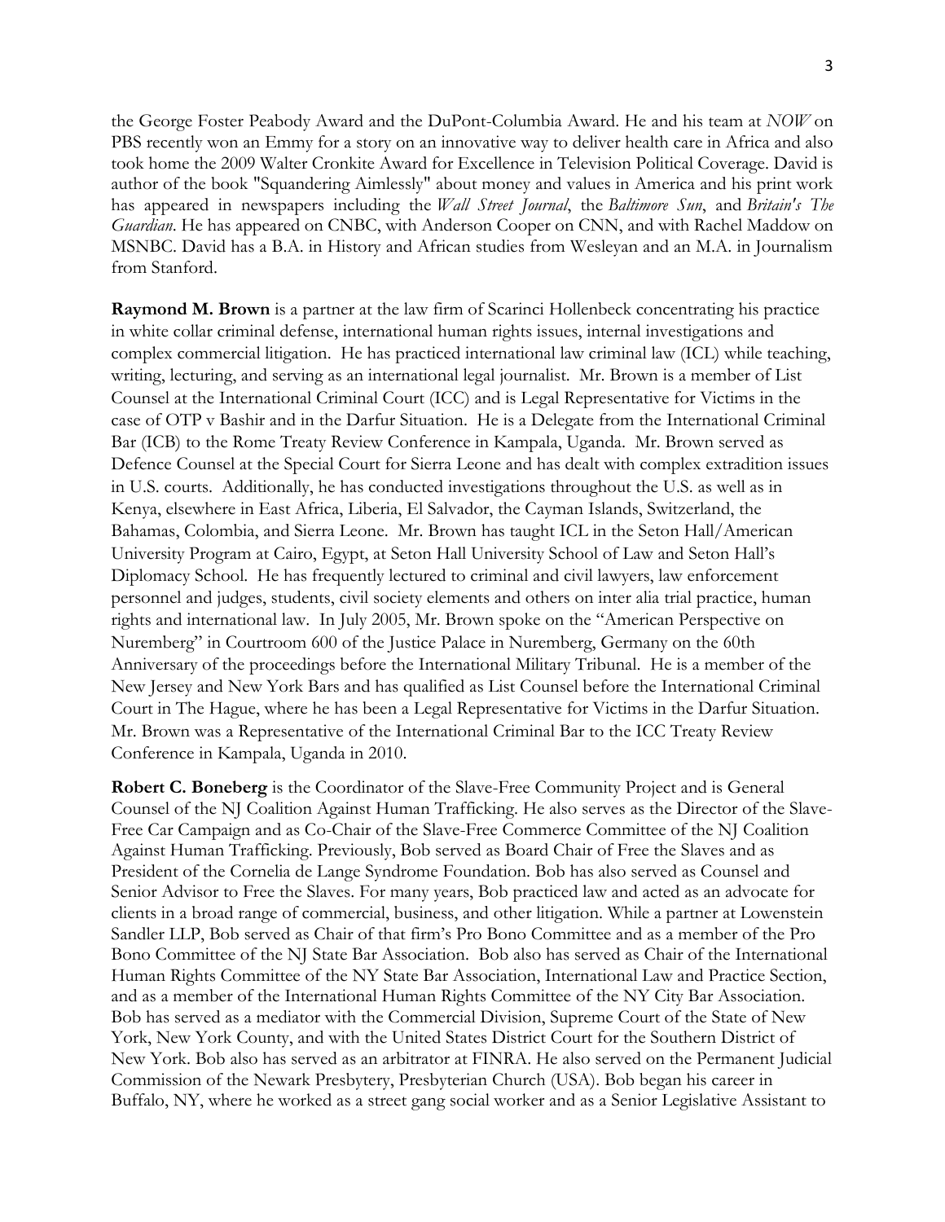the George Foster Peabody Award and the DuPont-Columbia Award. He and his team at *NOW* on PBS recently won an Emmy for a story on an innovative way to deliver health care in Africa and also took home the 2009 Walter Cronkite Award for Excellence in Television Political Coverage. David is author of the book "Squandering Aimlessly" about money and values in America and his print work has appeared in newspapers including the *Wall Street Journal*, the *Baltimore Sun*, and *Britain's The Guardian*. He has appeared on CNBC, with Anderson Cooper on CNN, and with Rachel Maddow on MSNBC. David has a B.A. in History and African studies from Wesleyan and an M.A. in Journalism from Stanford.

**Raymond M. Brown** is a partner at the law firm of Scarinci Hollenbeck concentrating his practice in white collar criminal defense, international human rights issues, internal investigations and complex commercial litigation. He has practiced international law criminal law (ICL) while teaching, writing, lecturing, and serving as an international legal journalist. Mr. Brown is a member of List Counsel at the International Criminal Court (ICC) and is Legal Representative for Victims in the case of OTP v Bashir and in the Darfur Situation. He is a Delegate from the International Criminal Bar (ICB) to the Rome Treaty Review Conference in Kampala, Uganda. Mr. Brown served as Defence Counsel at the Special Court for Sierra Leone and has dealt with complex extradition issues in U.S. courts. Additionally, he has conducted investigations throughout the U.S. as well as in Kenya, elsewhere in East Africa, Liberia, El Salvador, the Cayman Islands, Switzerland, the Bahamas, Colombia, and Sierra Leone. Mr. Brown has taught ICL in the Seton Hall/American University Program at Cairo, Egypt, at Seton Hall University School of Law and Seton Hall's Diplomacy School. He has frequently lectured to criminal and civil lawyers, law enforcement personnel and judges, students, civil society elements and others on inter alia trial practice, human rights and international law. In July 2005, Mr. Brown spoke on the "American Perspective on Nuremberg" in Courtroom 600 of the Justice Palace in Nuremberg, Germany on the 60th Anniversary of the proceedings before the International Military Tribunal. He is a member of the New Jersey and New York Bars and has qualified as List Counsel before the International Criminal Court in The Hague, where he has been a Legal Representative for Victims in the Darfur Situation. Mr. Brown was a Representative of the International Criminal Bar to the ICC Treaty Review Conference in Kampala, Uganda in 2010.

**Robert C. Boneberg** is the Coordinator of the Slave-Free Community Project and is General Counsel of the NJ Coalition Against Human Trafficking. He also serves as the Director of the Slave-Free Car Campaign and as Co-Chair of the Slave-Free Commerce Committee of the NJ Coalition Against Human Trafficking. Previously, Bob served as Board Chair of Free the Slaves and as President of the Cornelia de Lange Syndrome Foundation. Bob has also served as Counsel and Senior Advisor to Free the Slaves. For many years, Bob practiced law and acted as an advocate for clients in a broad range of commercial, business, and other litigation. While a partner at Lowenstein Sandler LLP, Bob served as Chair of that firm's Pro Bono Committee and as a member of the Pro Bono Committee of the NJ State Bar Association. Bob also has served as Chair of the International Human Rights Committee of the NY State Bar Association, International Law and Practice Section, and as a member of the International Human Rights Committee of the NY City Bar Association. Bob has served as a mediator with the Commercial Division, Supreme Court of the State of New York, New York County, and with the United States District Court for the Southern District of New York. Bob also has served as an arbitrator at FINRA. He also served on the Permanent Judicial Commission of the Newark Presbytery, Presbyterian Church (USA). Bob began his career in Buffalo, NY, where he worked as a street gang social worker and as a Senior Legislative Assistant to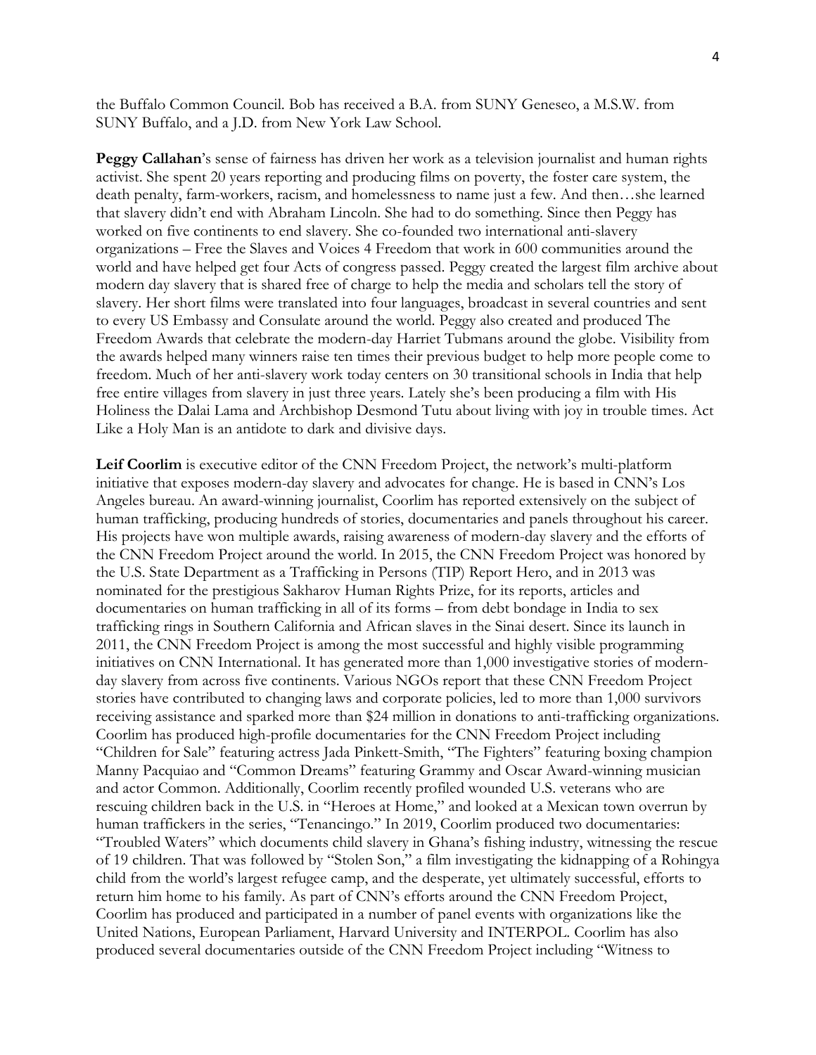the Buffalo Common Council. Bob has received a B.A. from SUNY Geneseo, a M.S.W. from SUNY Buffalo, and a J.D. from New York Law School.

**Peggy Callahan**'s sense of fairness has driven her work as a television journalist and human rights activist. She spent 20 years reporting and producing films on poverty, the foster care system, the death penalty, farm-workers, racism, and homelessness to name just a few. And then…she learned that slavery didn't end with Abraham Lincoln. She had to do something. Since then Peggy has worked on five continents to end slavery. She co-founded two international anti-slavery organizations – Free the Slaves and Voices 4 Freedom that work in 600 communities around the world and have helped get four Acts of congress passed. Peggy created the largest film archive about modern day slavery that is shared free of charge to help the media and scholars tell the story of slavery. Her short films were translated into four languages, broadcast in several countries and sent to every US Embassy and Consulate around the world. Peggy also created and produced The Freedom Awards that celebrate the modern-day Harriet Tubmans around the globe. Visibility from the awards helped many winners raise ten times their previous budget to help more people come to freedom. Much of her anti-slavery work today centers on 30 transitional schools in India that help free entire villages from slavery in just three years. Lately she's been producing a film with His Holiness the Dalai Lama and Archbishop Desmond Tutu about living with joy in trouble times. Act Like a Holy Man is an antidote to dark and divisive days.

**Leif Coorlim** is executive editor of the CNN Freedom Project, the network's multi-platform initiative that exposes modern-day slavery and advocates for change. He is based in CNN's Los Angeles bureau. An award-winning journalist, Coorlim has reported extensively on the subject of human trafficking, producing hundreds of stories, documentaries and panels throughout his career. His projects have won multiple awards, raising awareness of modern-day slavery and the efforts of the CNN Freedom Project around the world. In 2015, the CNN Freedom Project was honored by the U.S. State Department as a Trafficking in Persons (TIP) Report Hero, and in 2013 was nominated for the prestigious Sakharov Human Rights Prize, for its reports, articles and documentaries on human trafficking in all of its forms – from debt bondage in India to sex trafficking rings in Southern California and African slaves in the Sinai desert. Since its launch in 2011, the CNN Freedom Project is among the most successful and highly visible programming initiatives on CNN International. It has generated more than 1,000 investigative stories of modern-day slavery from across five continents. Various NGOs report that these CNN Freedom Project stories have contributed to changing laws and corporate policies, led to more than 1,000 survivors receiving assistance and sparked more than $24 million in donations to anti-trafficking organizations. Coorlim has produced high-profile documentaries for the CNN Freedom Project including "Children for Sale" featuring actress Jada Pinkett-Smith, "The Fighters" featuring boxing champion Manny Pacquiao and "Common Dreams" featuring Grammy and Oscar Award-winning musician and actor Common. Additionally, Coorlim recently profiled wounded U.S. veterans who are rescuing children back in the U.S. in "Heroes at Home," and looked at a Mexican town overrun by human traffickers in the series, "Tenancingo." In 2019, Coorlim produced two documentaries: "Troubled Waters" which documents child slavery in Ghana's fishing industry, witnessing the rescue of 19 children. That was followed by "Stolen Son," a film investigating the kidnapping of a Rohingya child from the world's largest refugee camp, and the desperate, yet ultimately successful, efforts to return him home to his family. As part of CNN's efforts around the CNN Freedom Project, Coorlim has produced and participated in a number of panel events with organizations like the United Nations, European Parliament, Harvard University and INTERPOL. Coorlim has also produced several documentaries outside of the CNN Freedom Project including "Witness to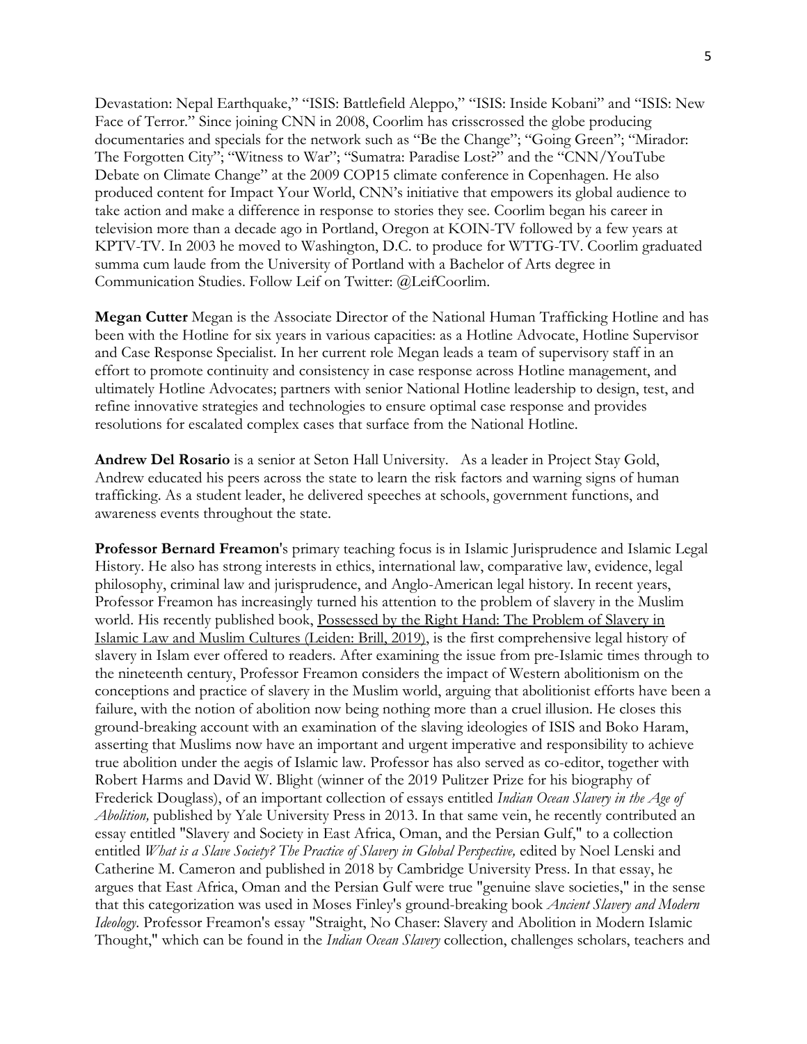Devastation: Nepal Earthquake," "ISIS: Battlefield Aleppo," "ISIS: Inside Kobani" and "ISIS: New Face of Terror." Since joining CNN in 2008, Coorlim has crisscrossed the globe producing documentaries and specials for the network such as "Be the Change"; "Going Green"; "Mirador: The Forgotten City"; "Witness to War"; "Sumatra: Paradise Lost?" and the "CNN/YouTube Debate on Climate Change" at the 2009 COP15 climate conference in Copenhagen. He also produced content for Impact Your World, CNN's initiative that empowers its global audience to take action and make a difference in response to stories they see. Coorlim began his career in television more than a decade ago in Portland, Oregon at KOIN-TV followed by a few years at KPTV-TV. In 2003 he moved to Washington, D.C. to produce for WTTG-TV. Coorlim graduated summa cum laude from the University of Portland with a Bachelor of Arts degree in Communication Studies. Follow Leif on Twitter: @LeifCoorlim.

**Megan Cutter** Megan is the Associate Director of the National Human Trafficking Hotline and has been with the Hotline for six years in various capacities: as a Hotline Advocate, Hotline Supervisor and Case Response Specialist. In her current role Megan leads a team of supervisory staff in an effort to promote continuity and consistency in case response across Hotline management, and ultimately Hotline Advocates; partners with senior National Hotline leadership to design, test, and refine innovative strategies and technologies to ensure optimal case response and provides resolutions for escalated complex cases that surface from the National Hotline.

**Andrew Del Rosario** is a senior at Seton Hall University. As a leader in Project Stay Gold, Andrew educated his peers across the state to learn the risk factors and warning signs of human trafficking. As a student leader, he delivered speeches at schools, government functions, and awareness events throughout the state.

**Professor Bernard Freamon**'s primary teaching focus is in Islamic Jurisprudence and Islamic Legal History. He also has strong interests in ethics, international law, comparative law, evidence, legal philosophy, criminal law and jurisprudence, and Anglo-American legal history. In recent years, Professor Freamon has increasingly turned his attention to the problem of slavery in the Muslim world. His recently published book, Possessed by the Right Hand: The Problem of Slavery in Islamic Law and Muslim Cultures (Leiden: Brill, 2019), is the first comprehensive legal history of slavery in Islam ever offered to readers. After examining the issue from pre-Islamic times through to the nineteenth century, Professor Freamon considers the impact of Western abolitionism on the conceptions and practice of slavery in the Muslim world, arguing that abolitionist efforts have been a failure, with the notion of abolition now being nothing more than a cruel illusion. He closes this ground-breaking account with an examination of the slaving ideologies of ISIS and Boko Haram, asserting that Muslims now have an important and urgent imperative and responsibility to achieve true abolition under the aegis of Islamic law. Professor has also served as co-editor, together with Robert Harms and David W. Blight (winner of the 2019 Pulitzer Prize for his biography of Frederick Douglass), of an important collection of essays entitled *Indian Ocean Slavery in the Age of Abolition,* published by Yale University Press in 2013. In that same vein, he recently contributed an essay entitled "Slavery and Society in East Africa, Oman, and the Persian Gulf," to a collection entitled *What is a Slave Society? The Practice of Slavery in Global Perspective,* edited by Noel Lenski and Catherine M. Cameron and published in 2018 by Cambridge University Press. In that essay, he argues that East Africa, Oman and the Persian Gulf were true "genuine slave societies," in the sense that this categorization was used in Moses Finley's ground-breaking book *Ancient Slavery and Modern Ideology*. Professor Freamon's essay "Straight, No Chaser: Slavery and Abolition in Modern Islamic Thought," which can be found in the *Indian Ocean Slavery* collection, challenges scholars, teachers and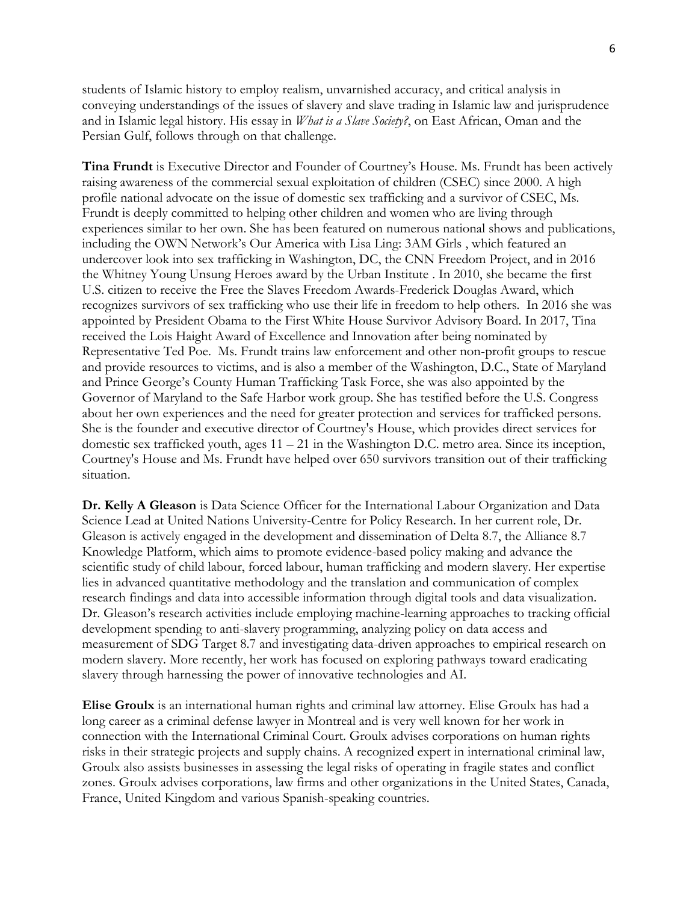students of Islamic history to employ realism, unvarnished accuracy, and critical analysis in conveying understandings of the issues of slavery and slave trading in Islamic law and jurisprudence and in Islamic legal history. His essay in *What is a Slave Society?*, on East African, Oman and the Persian Gulf, follows through on that challenge.

**Tina Frundt** is Executive Director and Founder of Courtney's House. Ms. Frundt has been actively raising awareness of the commercial sexual exploitation of children (CSEC) since 2000. A high profile national advocate on the issue of domestic sex trafficking and a survivor of CSEC, Ms. Frundt is deeply committed to helping other children and women who are living through experiences similar to her own. She has been featured on numerous national shows and publications, including the OWN Network's Our America with Lisa Ling: 3AM Girls , which featured an undercover look into sex trafficking in Washington, DC, the CNN Freedom Project, and in 2016 the Whitney Young Unsung Heroes award by the Urban Institute . In 2010, she became the first U.S. citizen to receive the Free the Slaves Freedom Awards-Frederick Douglas Award, which recognizes survivors of sex trafficking who use their life in freedom to help others. In 2016 she was appointed by President Obama to the First White House Survivor Advisory Board. In 2017, Tina received the Lois Haight Award of Excellence and Innovation after being nominated by Representative Ted Poe. Ms. Frundt trains law enforcement and other non-profit groups to rescue and provide resources to victims, and is also a member of the Washington, D.C., State of Maryland and Prince George's County Human Trafficking Task Force, she was also appointed by the Governor of Maryland to the Safe Harbor work group. She has testified before the U.S. Congress about her own experiences and the need for greater protection and services for trafficked persons. She is the founder and executive director of Courtney's House, which provides direct services for domestic sex trafficked youth, ages 11 – 21 in the Washington D.C. metro area. Since its inception, Courtney's House and Ms. Frundt have helped over 650 survivors transition out of their trafficking situation.

**Dr. Kelly A Gleason** is Data Science Officer for the International Labour Organization and Data Science Lead at United Nations University-Centre for Policy Research. In her current role, Dr. Gleason is actively engaged in the development and dissemination of Delta 8.7, the Alliance 8.7 Knowledge Platform, which aims to promote evidence-based policy making and advance the scientific study of child labour, forced labour, human trafficking and modern slavery. Her expertise lies in advanced quantitative methodology and the translation and communication of complex research findings and data into accessible information through digital tools and data visualization. Dr. Gleason's research activities include employing machine-learning approaches to tracking official development spending to anti-slavery programming, analyzing policy on data access and measurement of SDG Target 8.7 and investigating data-driven approaches to empirical research on modern slavery. More recently, her work has focused on exploring pathways toward eradicating slavery through harnessing the power of innovative technologies and AI.

**Elise Groulx** is an international human rights and criminal law attorney. Elise Groulx has had a long career as a criminal defense lawyer in Montreal and is very well known for her work in connection with the International Criminal Court. Groulx advises corporations on human rights risks in their strategic projects and supply chains. A recognized expert in international criminal law, Groulx also assists businesses in assessing the legal risks of operating in fragile states and conflict zones. Groulx advises corporations, law firms and other organizations in the United States, Canada, France, United Kingdom and various Spanish-speaking countries.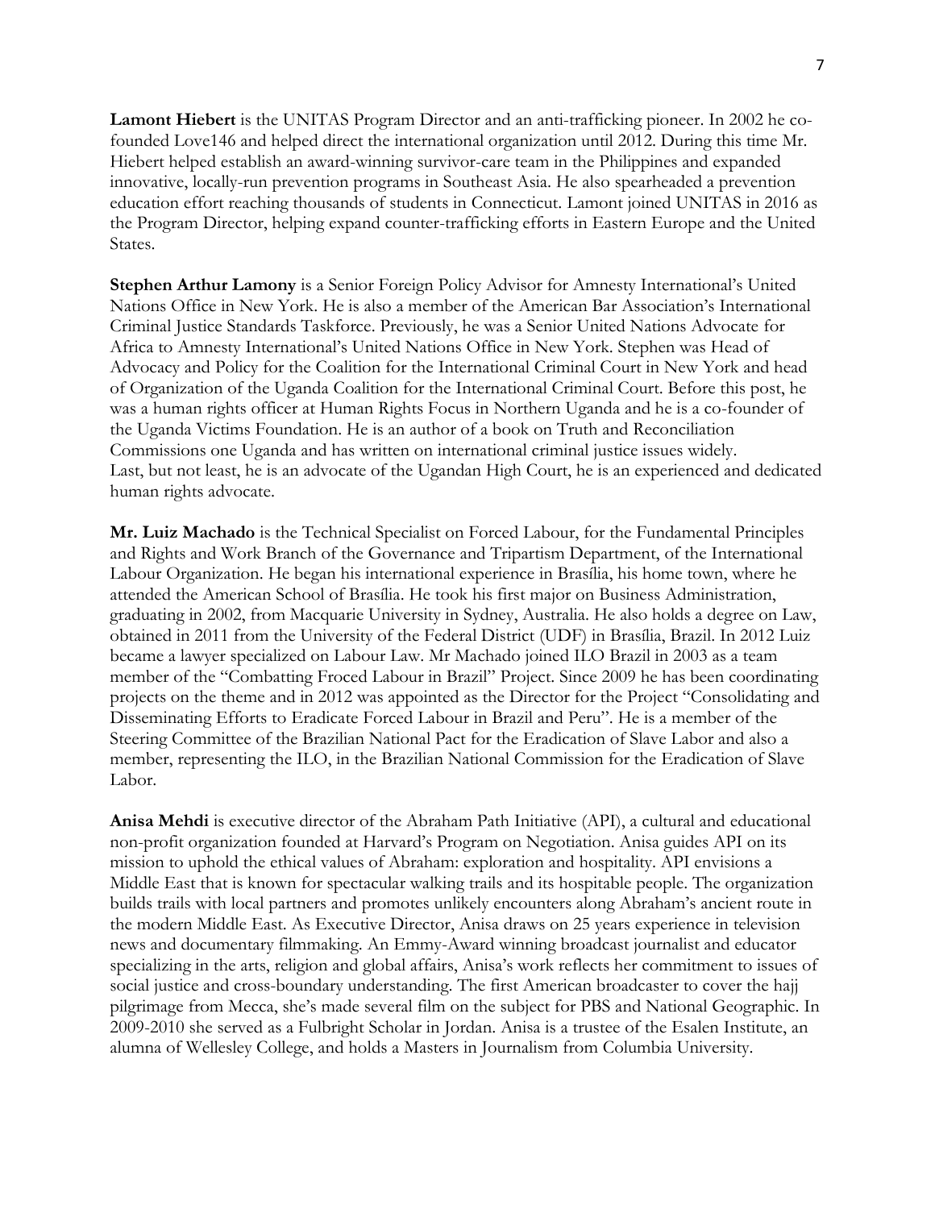**Lamont Hiebert** is the UNITAS Program Director and an anti-trafficking pioneer. In 2002 he co-founded Love146 and helped direct the international organization until 2012. During this time Mr. Hiebert helped establish an award-winning survivor-care team in the Philippines and expanded innovative, locally-run prevention programs in Southeast Asia. He also spearheaded a prevention education effort reaching thousands of students in Connecticut. Lamont joined UNITAS in 2016 as the Program Director, helping expand counter-trafficking efforts in Eastern Europe and the United States.

**Stephen Arthur Lamony** is a Senior Foreign Policy Advisor for Amnesty International's United Nations Office in New York. He is also a member of the American Bar Association's International Criminal Justice Standards Taskforce. Previously, he was a Senior United Nations Advocate for Africa to Amnesty International's United Nations Office in New York. Stephen was Head of Advocacy and Policy for the Coalition for the International Criminal Court in New York and head of Organization of the Uganda Coalition for the International Criminal Court. Before this post, he was a human rights officer at Human Rights Focus in Northern Uganda and he is a co-founder of the Uganda Victims Foundation. He is an author of a book on Truth and Reconciliation Commissions one Uganda and has written on international criminal justice issues widely.
Last, but not least, he is an advocate of the Ugandan High Court, he is an experienced and dedicated human rights advocate.

**Mr. Luiz Machado** is the Technical Specialist on Forced Labour, for the Fundamental Principles and Rights and Work Branch of the Governance and Tripartism Department, of the International Labour Organization. He began his international experience in Brasília, his home town, where he attended the American School of Brasília. He took his first major on Business Administration, graduating in 2002, from Macquarie University in Sydney, Australia. He also holds a degree on Law, obtained in 2011 from the University of the Federal District (UDF) in Brasília, Brazil. In 2012 Luiz became a lawyer specialized on Labour Law. Mr Machado joined ILO Brazil in 2003 as a team member of the "Combatting Froced Labour in Brazil" Project. Since 2009 he has been coordinating projects on the theme and in 2012 was appointed as the Director for the Project "Consolidating and Disseminating Efforts to Eradicate Forced Labour in Brazil and Peru". He is a member of the Steering Committee of the Brazilian National Pact for the Eradication of Slave Labor and also a member, representing the ILO, in the Brazilian National Commission for the Eradication of Slave Labor.

**Anisa Mehdi** is executive director of the Abraham Path Initiative (API), a cultural and educational non-profit organization founded at Harvard's Program on Negotiation. Anisa guides API on its mission to uphold the ethical values of Abraham: exploration and hospitality. API envisions a Middle East that is known for spectacular walking trails and its hospitable people. The organization builds trails with local partners and promotes unlikely encounters along Abraham's ancient route in the modern Middle East. As Executive Director, Anisa draws on 25 years experience in television news and documentary filmmaking. An Emmy-Award winning broadcast journalist and educator specializing in the arts, religion and global affairs, Anisa's work reflects her commitment to issues of social justice and cross-boundary understanding. The first American broadcaster to cover the hajj pilgrimage from Mecca, she's made several film on the subject for PBS and National Geographic. In 2009-2010 she served as a Fulbright Scholar in Jordan. Anisa is a trustee of the Esalen Institute, an alumna of Wellesley College, and holds a Masters in Journalism from Columbia University.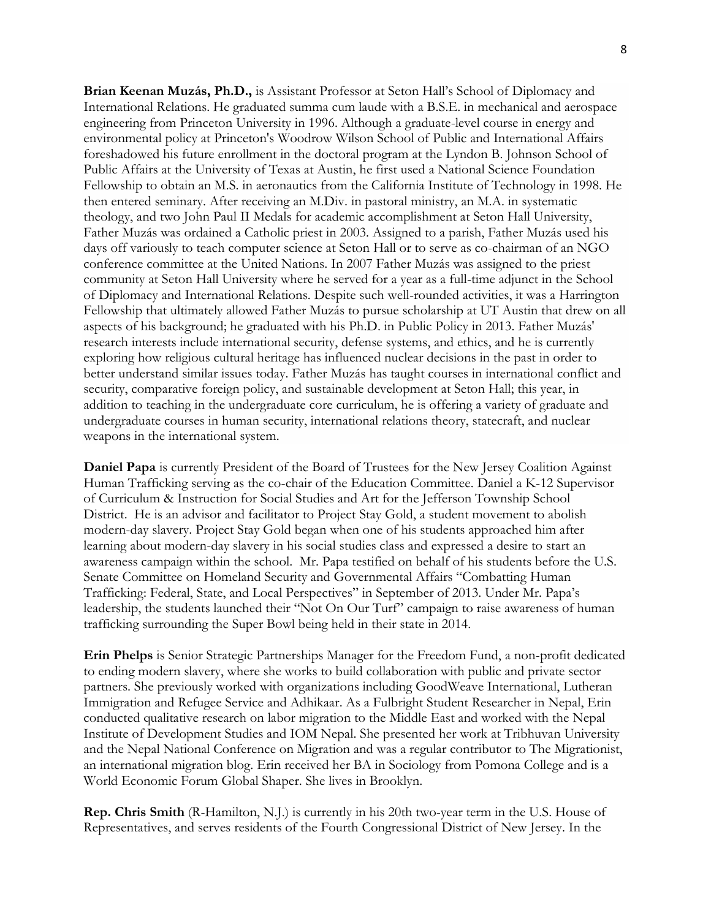**Brian Keenan Muzás, Ph.D.,** is Assistant Professor at Seton Hall's School of Diplomacy and International Relations. He graduated summa cum laude with a B.S.E. in mechanical and aerospace engineering from Princeton University in 1996. Although a graduate-level course in energy and environmental policy at Princeton's Woodrow Wilson School of Public and International Affairs foreshadowed his future enrollment in the doctoral program at the Lyndon B. Johnson School of Public Affairs at the University of Texas at Austin, he first used a National Science Foundation Fellowship to obtain an M.S. in aeronautics from the California Institute of Technology in 1998. He then entered seminary. After receiving an M.Div. in pastoral ministry, an M.A. in systematic theology, and two John Paul II Medals for academic accomplishment at Seton Hall University, Father Muzás was ordained a Catholic priest in 2003. Assigned to a parish, Father Muzás used his days off variously to teach computer science at Seton Hall or to serve as co-chairman of an NGO conference committee at the United Nations. In 2007 Father Muzás was assigned to the priest community at Seton Hall University where he served for a year as a full-time adjunct in the School of Diplomacy and International Relations. Despite such well-rounded activities, it was a Harrington Fellowship that ultimately allowed Father Muzás to pursue scholarship at UT Austin that drew on all aspects of his background; he graduated with his Ph.D. in Public Policy in 2013. Father Muzás' research interests include international security, defense systems, and ethics, and he is currently exploring how religious cultural heritage has influenced nuclear decisions in the past in order to better understand similar issues today. Father Muzás has taught courses in international conflict and security, comparative foreign policy, and sustainable development at Seton Hall; this year, in addition to teaching in the undergraduate core curriculum, he is offering a variety of graduate and undergraduate courses in human security, international relations theory, statecraft, and nuclear weapons in the international system.

**Daniel Papa** is currently President of the Board of Trustees for the New Jersey Coalition Against Human Trafficking serving as the co-chair of the Education Committee. Daniel a K-12 Supervisor of Curriculum & Instruction for Social Studies and Art for the Jefferson Township School District. He is an advisor and facilitator to Project Stay Gold, a student movement to abolish modern-day slavery. Project Stay Gold began when one of his students approached him after learning about modern-day slavery in his social studies class and expressed a desire to start an awareness campaign within the school. Mr. Papa testified on behalf of his students before the U.S. Senate Committee on Homeland Security and Governmental Affairs "Combatting Human Trafficking: Federal, State, and Local Perspectives" in September of 2013. Under Mr. Papa's leadership, the students launched their "Not On Our Turf" campaign to raise awareness of human trafficking surrounding the Super Bowl being held in their state in 2014.

**Erin Phelps** is Senior Strategic Partnerships Manager for the Freedom Fund, a non-profit dedicated to ending modern slavery, where she works to build collaboration with public and private sector partners. She previously worked with organizations including GoodWeave International, Lutheran Immigration and Refugee Service and Adhikaar. As a Fulbright Student Researcher in Nepal, Erin conducted qualitative research on labor migration to the Middle East and worked with the Nepal Institute of Development Studies and IOM Nepal. She presented her work at Tribhuvan University and the Nepal National Conference on Migration and was a regular contributor to The Migrationist, an international migration blog. Erin received her BA in Sociology from Pomona College and is a World Economic Forum Global Shaper. She lives in Brooklyn.

**Rep. Chris Smith** (R-Hamilton, N.J.) is currently in his 20th two-year term in the U.S. House of Representatives, and serves residents of the Fourth Congressional District of New Jersey. In the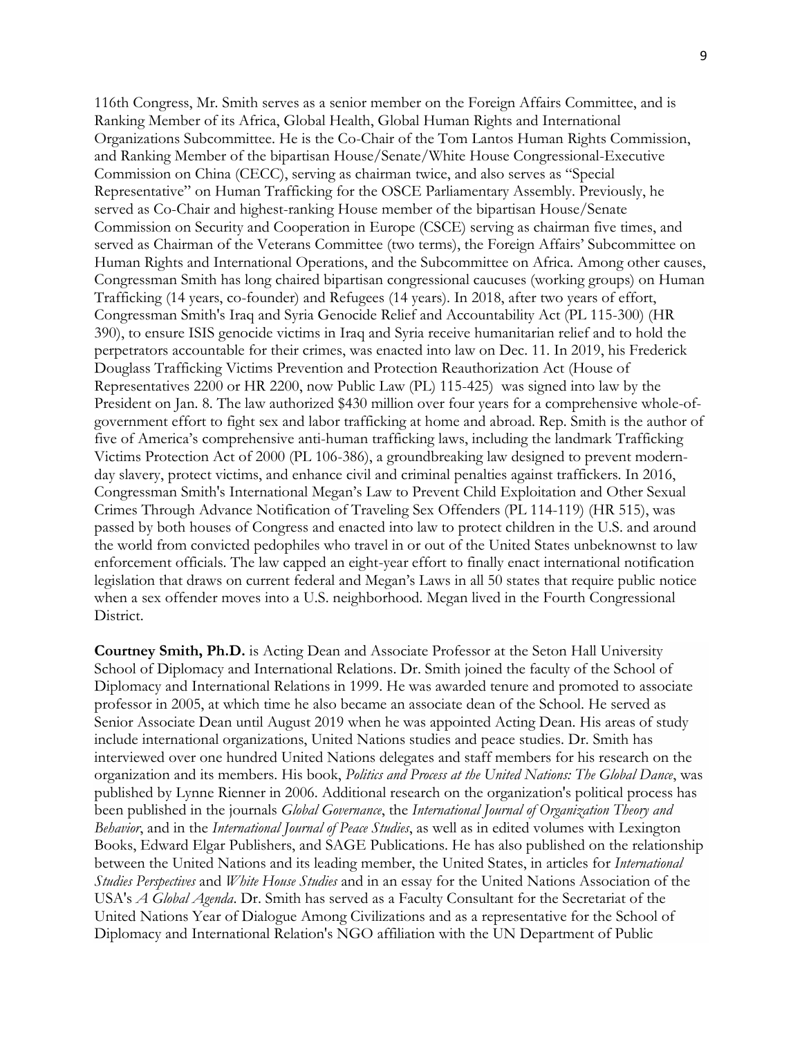116th Congress, Mr. Smith serves as a senior member on the Foreign Affairs Committee, and is Ranking Member of its Africa, Global Health, Global Human Rights and International Organizations Subcommittee. He is the Co-Chair of the Tom Lantos Human Rights Commission, and Ranking Member of the bipartisan House/Senate/White House Congressional-Executive Commission on China (CECC), serving as chairman twice, and also serves as "Special Representative" on Human Trafficking for the OSCE Parliamentary Assembly. Previously, he served as Co-Chair and highest-ranking House member of the bipartisan House/Senate Commission on Security and Cooperation in Europe (CSCE) serving as chairman five times, and served as Chairman of the Veterans Committee (two terms), the Foreign Affairs' Subcommittee on Human Rights and International Operations, and the Subcommittee on Africa. Among other causes, Congressman Smith has long chaired bipartisan congressional caucuses (working groups) on Human Trafficking (14 years, co-founder) and Refugees (14 years). In 2018, after two years of effort, Congressman Smith's Iraq and Syria Genocide Relief and Accountability Act (PL 115-300) (HR 390), to ensure ISIS genocide victims in Iraq and Syria receive humanitarian relief and to hold the perpetrators accountable for their crimes, was enacted into law on Dec. 11. In 2019, his Frederick Douglass Trafficking Victims Prevention and Protection Reauthorization Act (House of Representatives 2200 or HR 2200, now Public Law (PL) 115-425) was signed into law by the President on Jan. 8. The law authorized $430 million over four years for a comprehensive whole-of-government effort to fight sex and labor trafficking at home and abroad. Rep. Smith is the author of five of America's comprehensive anti-human trafficking laws, including the landmark Trafficking Victims Protection Act of 2000 (PL 106-386), a groundbreaking law designed to prevent modern-day slavery, protect victims, and enhance civil and criminal penalties against traffickers. In 2016, Congressman Smith's International Megan's Law to Prevent Child Exploitation and Other Sexual Crimes Through Advance Notification of Traveling Sex Offenders (PL 114-119) (HR 515), was passed by both houses of Congress and enacted into law to protect children in the U.S. and around the world from convicted pedophiles who travel in or out of the United States unbeknownst to law enforcement officials. The law capped an eight-year effort to finally enact international notification legislation that draws on current federal and Megan's Laws in all 50 states that require public notice when a sex offender moves into a U.S. neighborhood. Megan lived in the Fourth Congressional District.

**Courtney Smith, Ph.D.** is Acting Dean and Associate Professor at the Seton Hall University School of Diplomacy and International Relations. Dr. Smith joined the faculty of the School of Diplomacy and International Relations in 1999. He was awarded tenure and promoted to associate professor in 2005, at which time he also became an associate dean of the School. He served as Senior Associate Dean until August 2019 when he was appointed Acting Dean. His areas of study include international organizations, United Nations studies and peace studies. Dr. Smith has interviewed over one hundred United Nations delegates and staff members for his research on the organization and its members. His book, *Politics and Process at the United Nations: The Global Dance*, was published by Lynne Rienner in 2006. Additional research on the organization's political process has been published in the journals *Global Governance*, the *International Journal of Organization Theory and Behavior*, and in the *International Journal of Peace Studies*, as well as in edited volumes with Lexington Books, Edward Elgar Publishers, and SAGE Publications. He has also published on the relationship between the United Nations and its leading member, the United States, in articles for *International Studies Perspectives* and *White House Studies* and in an essay for the United Nations Association of the USA's *A Global Agenda*. Dr. Smith has served as a Faculty Consultant for the Secretariat of the United Nations Year of Dialogue Among Civilizations and as a representative for the School of Diplomacy and International Relation's NGO affiliation with the UN Department of Public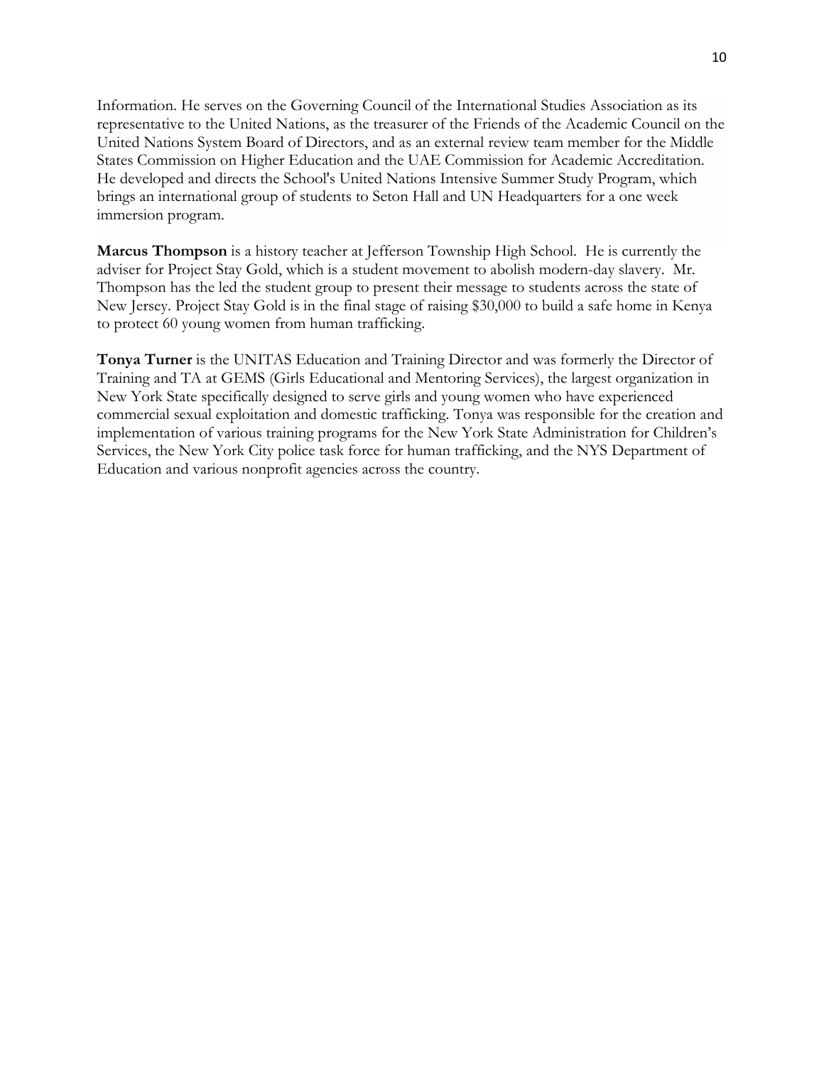Information. He serves on the Governing Council of the International Studies Association as its representative to the United Nations, as the treasurer of the Friends of the Academic Council on the United Nations System Board of Directors, and as an external review team member for the Middle States Commission on Higher Education and the UAE Commission for Academic Accreditation. He developed and directs the School's United Nations Intensive Summer Study Program, which brings an international group of students to Seton Hall and UN Headquarters for a one week immersion program.

**Marcus Thompson** is a history teacher at Jefferson Township High School. He is currently the adviser for Project Stay Gold, which is a student movement to abolish modern-day slavery. Mr. Thompson has the led the student group to present their message to students across the state of New Jersey. Project Stay Gold is in the final stage of raising $30,000 to build a safe home in Kenya to protect 60 young women from human trafficking.

**Tonya Turner** is the UNITAS Education and Training Director and was formerly the Director of Training and TA at GEMS (Girls Educational and Mentoring Services), the largest organization in New York State specifically designed to serve girls and young women who have experienced commercial sexual exploitation and domestic trafficking. Tonya was responsible for the creation and implementation of various training programs for the New York State Administration for Children's Services, the New York City police task force for human trafficking, and the NYS Department of Education and various nonprofit agencies across the country.